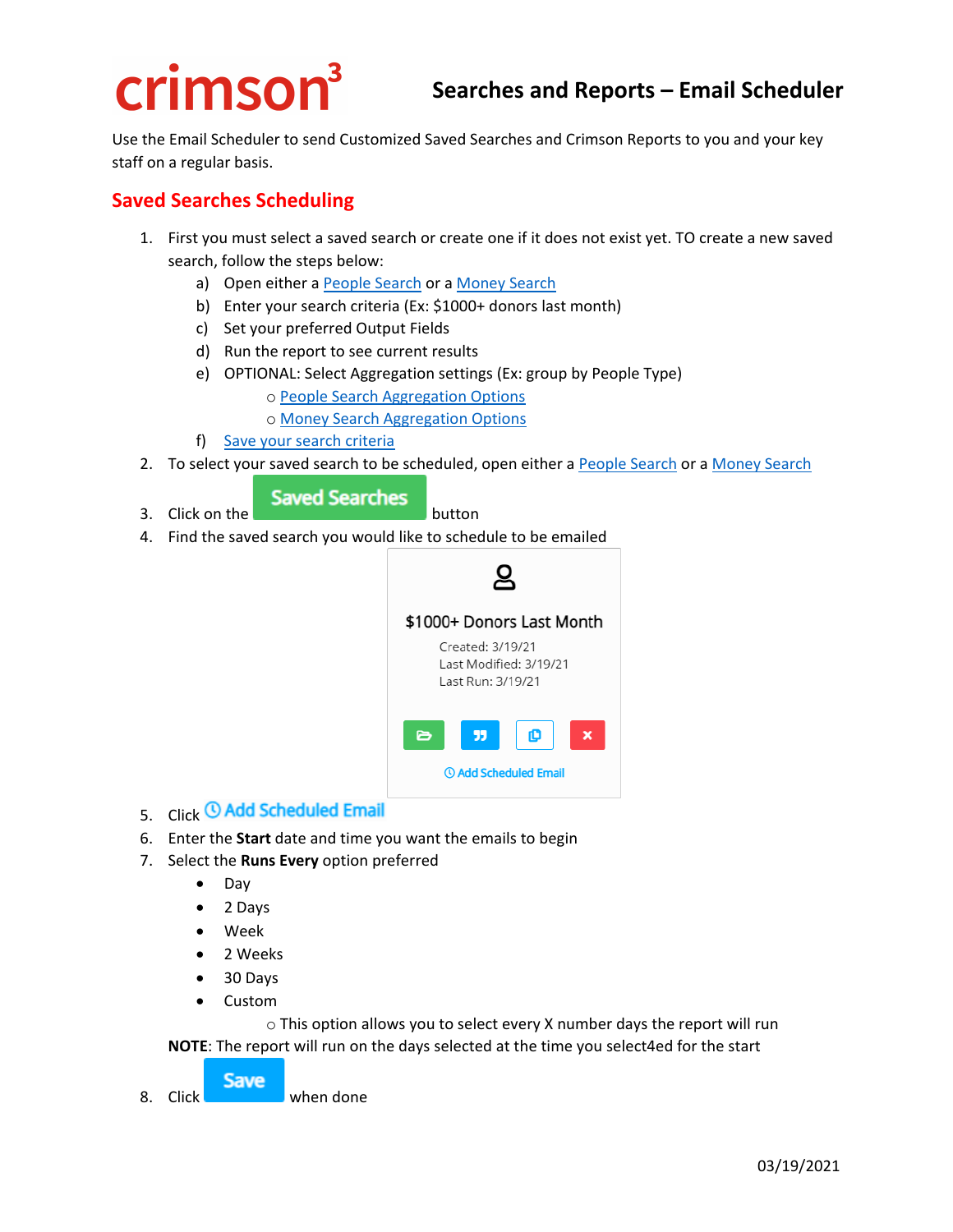# crimson[3] Searches and Reports – Email Scheduler

Use the Email Scheduler to send Customized Saved Searches and Crimson Reports to you and your key staff on a regular basis.

## Saved Searches Scheduling

1. First you must select a saved search or create one if it does not exist yet. TO create a new saved search, follow the steps below:
   a) Open either a People Search or a Money Search
   b) Enter your search criteria (Ex: $1000+ donors last month)
   c) Set your preferred Output Fields
   d) Run the report to see current results
   e) OPTIONAL: Select Aggregation settings (Ex: group by People Type)
      - People Search Aggregation Options
      - Money Search Aggregation Options
   f) Save your search criteria
2. To select your saved search to be scheduled, open either a People Search or a Money Search
3. Click on the **Saved Searches** button
4. Find the saved search you would like to schedule to be emailed

   $1000+ Donors Last Month
   Created: 3/19/21
   Last Modified: 3/19/21
   Last Run: 3/19/21
   Add Scheduled Email

5. Click **Add Scheduled Email**
6. Enter the **Start** date and time you want the emails to begin
7. Select the **Runs Every** option preferred
   - Day
   - 2 Days
   - Week
   - 2 Weeks
   - 30 Days
   - Custom
     - This option allows you to select every X number days the report will run

   **NOTE**: The report will run on the days selected at the time you select4ed for the start
8. Click **Save** when done

03/19/2021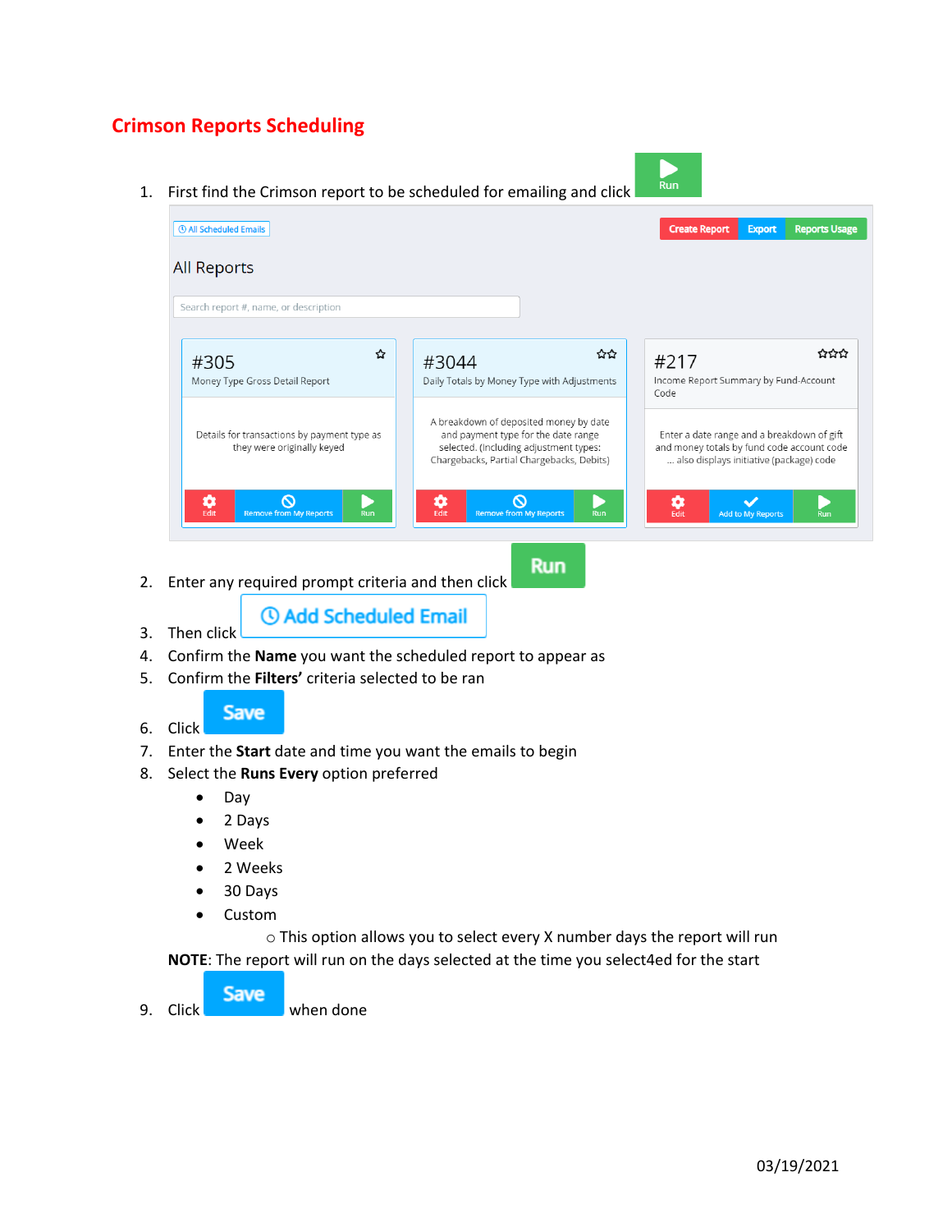# Crimson Reports Scheduling

1. First find the Crimson report to be scheduled for emailing and click Run

2. Enter any required prompt criteria and then click Run
3. Then click Add Scheduled Email
4. Confirm the **Name** you want the scheduled report to appear as
5. Confirm the **Filters'** criteria selected to be ran
6. Click Save
7. Enter the **Start** date and time you want the emails to begin
8. Select the **Runs Every** option preferred
   - Day
   - 2 Days
   - Week
   - 2 Weeks
   - 30 Days
   - Custom
     - This option allows you to select every X number days the report will run

   **NOTE**: The report will run on the days selected at the time you select4ed for the start
9. Click Save when done

03/19/2021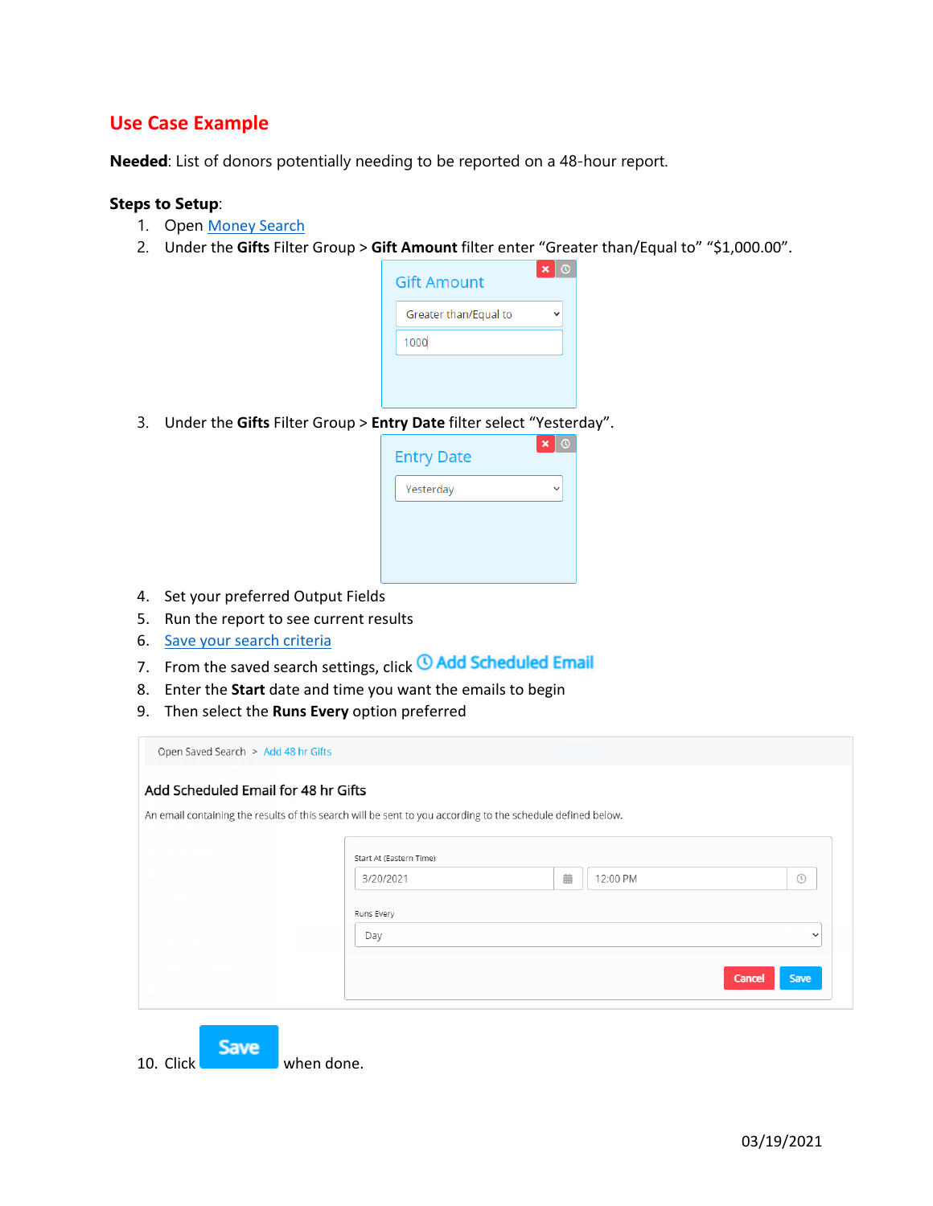# Use Case Example

**Needed**: List of donors potentially needing to be reported on a 48-hour report.

**Steps to Setup**:

1. Open Money Search
2. Under the **Gifts** Filter Group > **Gift Amount** filter enter "Greater than/Equal to" "$1,000.00".
3. Under the **Gifts** Filter Group > **Entry Date** filter select "Yesterday".
4. Set your preferred Output Fields
5. Run the report to see current results
6. Save your search criteria
7. From the saved search settings, click Add Scheduled Email
8. Enter the **Start** date and time you want the emails to begin
9. Then select the **Runs Every** option preferred
10. Click Save when done.

03/19/2021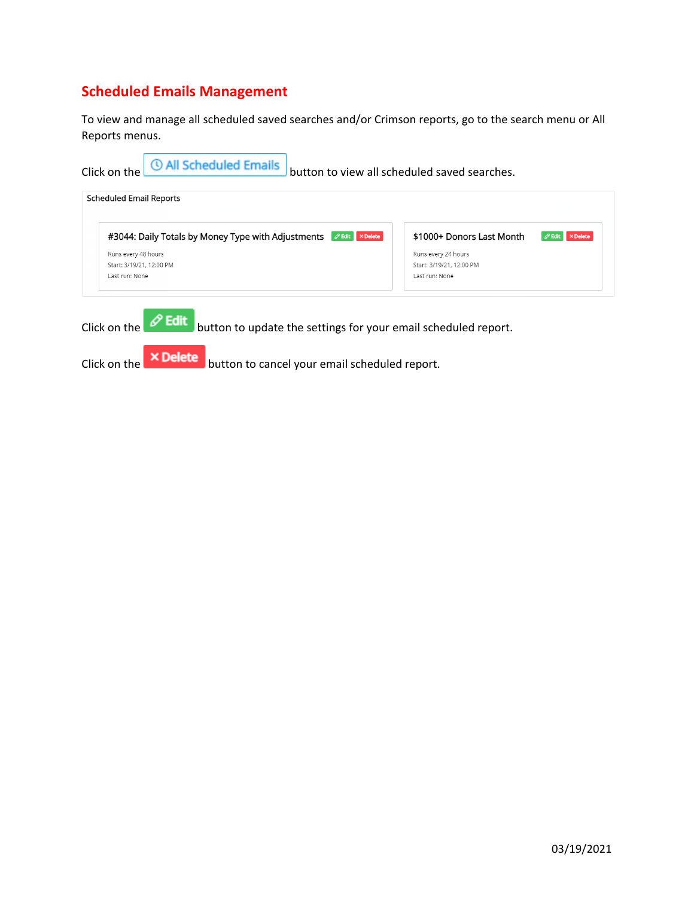## Scheduled Emails Management

To view and manage all scheduled saved searches and/or Crimson reports, go to the search menu or All Reports menus.

Click on the **All Scheduled Emails** button to view all scheduled saved searches.

Scheduled Email Reports

#3044: Daily Totals by Money Type with Adjustments — Edit | × Delete

Runs every 48 hours
Start: 3/19/21, 12:00 PM
Last run: None

$1000+ Donors Last Month — Edit | × Delete

Runs every 24 hours
Start: 3/19/21, 12:00 PM
Last run: None

Click on the **Edit** button to update the settings for your email scheduled report.

Click on the **× Delete** button to cancel your email scheduled report.

03/19/2021